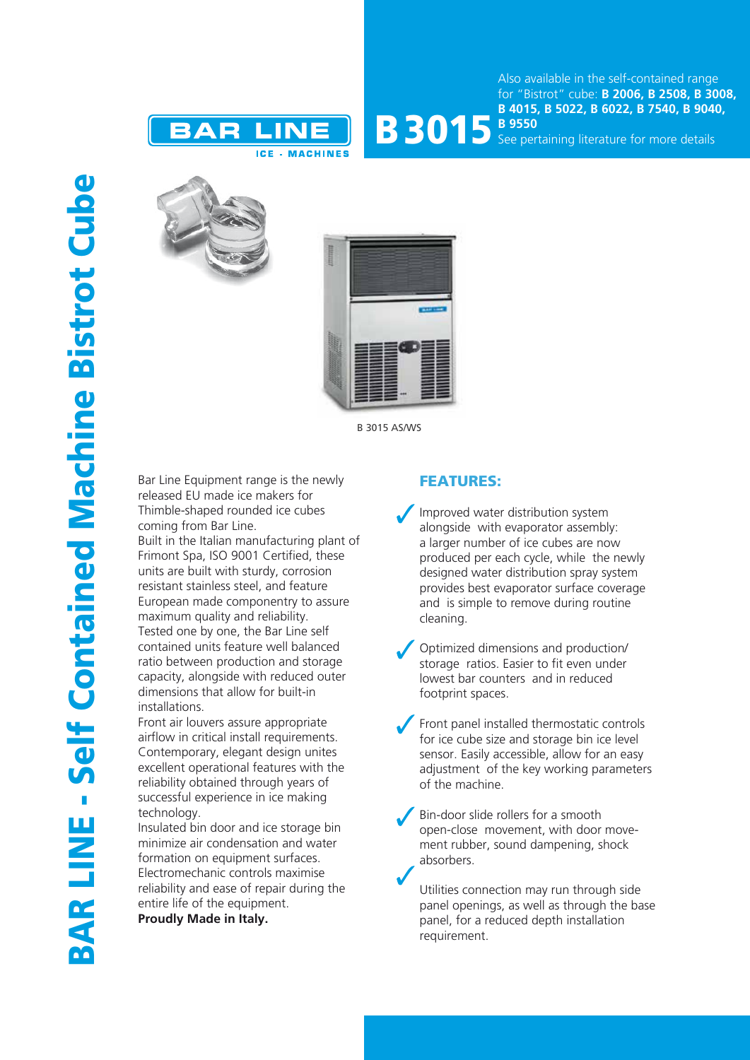# BAR LINE - Self Contained Machine Bistrot Cube

BAR LINE
ICE - MACHINES

# B 3015

Also available in the self-contained range for "Bistrot" cube: **B 2006, B 2508, B 3008, B 4015, B 5022, B 6022, B 7540, B 9040, B 9550**
See pertaining literature for more details

B 3015 AS/WS

Bar Line Equipment range is the newly released EU made ice makers for Thimble-shaped rounded ice cubes coming from Bar Line.
Built in the Italian manufacturing plant of Frimont Spa, ISO 9001 Certified, these units are built with sturdy, corrosion resistant stainless steel, and feature European made componentry to assure maximum quality and reliability.
Tested one by one, the Bar Line self contained units feature well balanced ratio between production and storage capacity, alongside with reduced outer dimensions that allow for built-in installations.
Front air louvers assure appropriate airflow in critical install requirements.
Contemporary, elegant design unites excellent operational features with the reliability obtained through years of successful experience in ice making technology.
Insulated bin door and ice storage bin minimize air condensation and water formation on equipment surfaces.
Electromechanic controls maximise reliability and ease of repair during the entire life of the equipment.
**Proudly Made in Italy.**

## FEATURES:

- ✓ Improved water distribution system alongside with evaporator assembly: a larger number of ice cubes are now produced per each cycle, while the newly designed water distribution spray system provides best evaporator surface coverage and is simple to remove during routine cleaning.
- ✓ Optimized dimensions and production/storage ratios. Easier to fit even under lowest bar counters and in reduced footprint spaces.
- ✓ Front panel installed thermostatic controls for ice cube size and storage bin ice level sensor. Easily accessible, allow for an easy adjustment of the key working parameters of the machine.
- ✓ Bin-door slide rollers for a smooth open-close movement, with door movement rubber, sound dampening, shock absorbers.
- ✓ Utilities connection may run through side panel openings, as well as through the base panel, for a reduced depth installation requirement.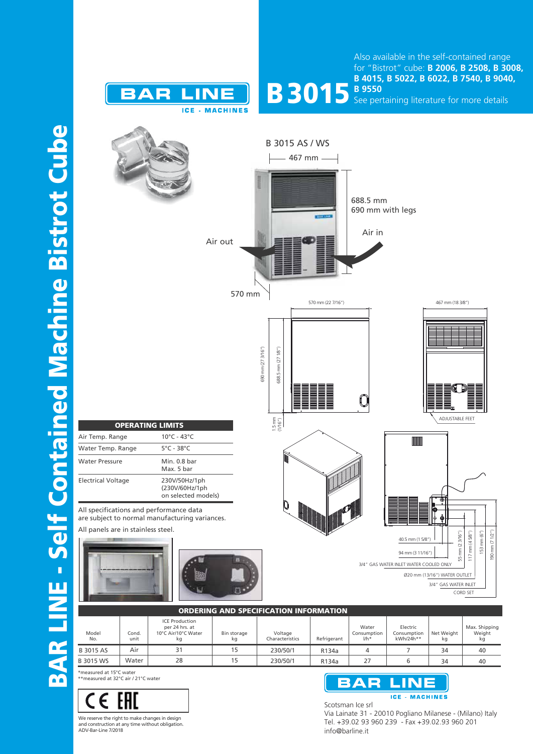# BAR LINE - Self Contained Machine Bistrot Cube

BAR LINE
ICE - MACHINES

# B 3015

Also available in the self-contained range for "Bistrot" cube: **B 2006, B 2508, B 3008, B 4015, B 5022, B 6022, B 7540, B 9040, B 9550**
See pertaining literature for more details

B 3015 AS / WS

467 mm

688.5 mm
690 mm with legs

Air in

Air out

570 mm

570 mm (22 7/16")

467 mm (18 3/8")

690 mm (27 3/16")

688.5 mm (27 1/8")

1.5 mm (1/16")

ADJUSTABLE FEET

40.5 mm (1 5/8")

94 mm (3 11/16")

55 mm (2 3/16")

117 mm (4 5/8")

153 mm (6")

190 mm (7 1/2")

3/4" GAS WATER INLET WATER COOLED ONLY

Ø20 mm (13/16") WATER OUTLET

3/4" GAS WATER INLET

CORD SET

## OPERATING LIMITS

| | |
|---|---|
| Air Temp. Range | 10°C - 43°C |
| Water Temp. Range | 5°C - 38°C |
| Water Pressure | Min. 0.8 bar<br>Max. 5 bar |
| Electrical Voltage | 230V/50Hz/1ph<br>(230V/60Hz/1ph<br>on selected models) |

All specifications and performance data are subject to normal manufacturing variances.

All panels are in stainless steel.

## ORDERING AND SPECIFICATION INFORMATION

| Model No. | Cond. unit | ICE Production per 24 hrs. at 10°C Air/10°C Water kg | Bin storage kg | Voltage Characteristics | Refrigerant | Water Consumption l/h* | Electric Consumption kWh/24h** | Net Weight kg | Max. Shipping Weight kg |
|---|---|---|---|---|---|---|---|---|---|
| B 3015 AS | Air | 31 | 15 | 230/50/1 | R134a | 4 | 7 | 34 | 40 |
| B 3015 WS | Water | 28 | 15 | 230/50/1 | R134a | 27 | 6 | 34 | 40 |

*measured at 15°C water
**measured at 32°C air / 21°C water

CE EAC

We reserve the right to make changes in design and construction at any time without obligation.
ADV-Bar-Line 7/2018

BAR LINE
ICE - MACHINES

Scotsman Ice srl
Via Lainate 31 - 20010 Pogliano Milanese - (Milano) Italy
Tel. +39.02 93 960 239 - Fax +39.02.93 960 201
info@barline.it